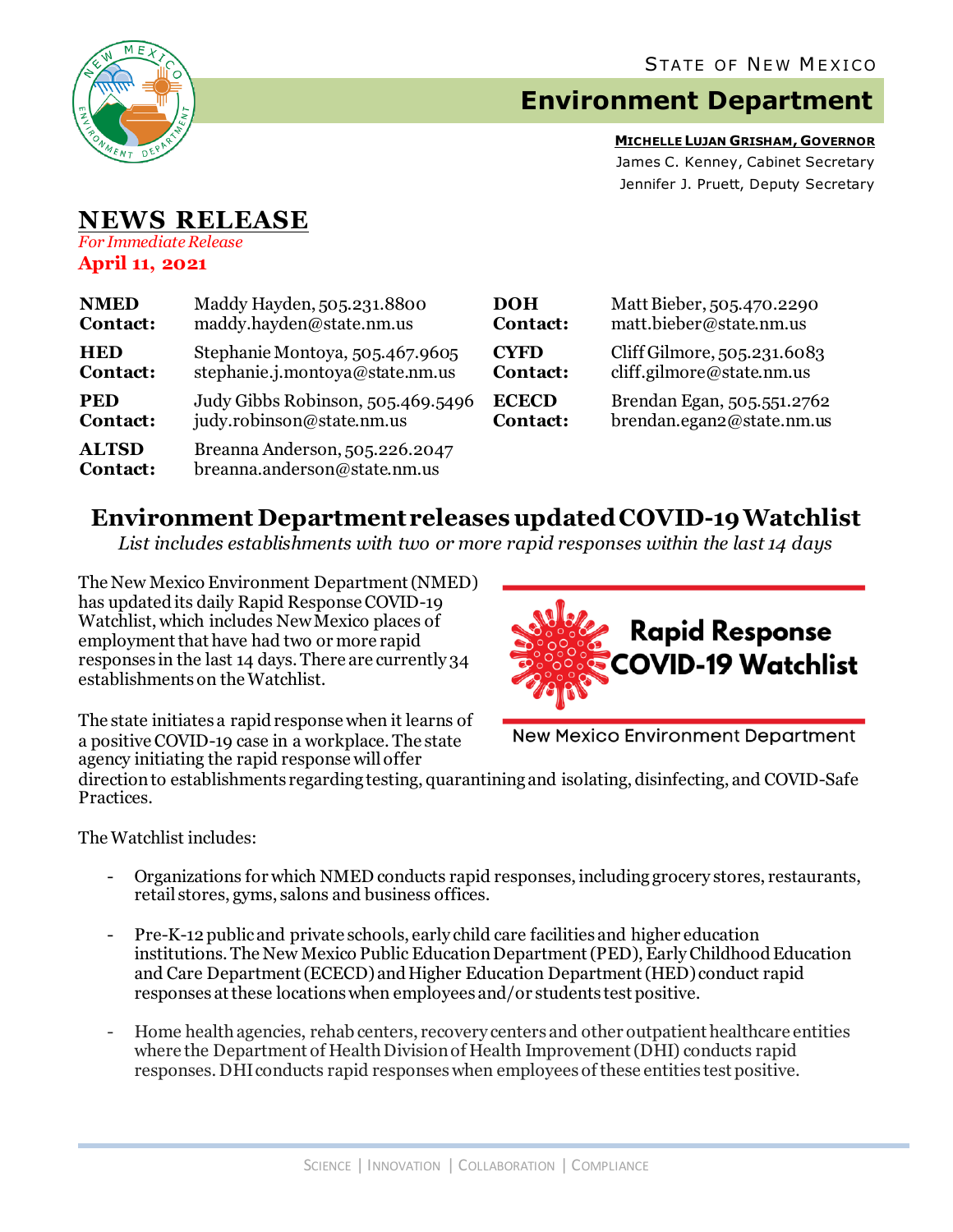STATE OF NEW MEXICO

# Environment Department

**MICHELLE LUJAN GRISHAM, GOVERNOR**
James C. Kenney, Cabinet Secretary
Jennifer J. Pruett, Deputy Secretary

## NEWS RELEASE

*For Immediate Release*

**April 11, 2021**

| | | | |
|---|---|---|---|
| **NMED Contact:** | Maddy Hayden, 505.231.8800 maddy.hayden@state.nm.us | **DOH Contact:** | Matt Bieber, 505.470.2290 matt.bieber@state.nm.us |
| **HED Contact:** | Stephanie Montoya, 505.467.9605 stephanie.j.montoya@state.nm.us | **CYFD Contact:** | Cliff Gilmore, 505.231.6083 cliff.gilmore@state.nm.us |
| **PED Contact:** | Judy Gibbs Robinson, 505.469.5496 judy.robinson@state.nm.us | **ECECD Contact:** | Brendan Egan, 505.551.2762 brendan.egan2@state.nm.us |
| **ALTSD Contact:** | Breanna Anderson, 505.226.2047 breanna.anderson@state.nm.us | | |

## Environment Department releases updated COVID-19 Watchlist

*List includes establishments with two or more rapid responses within the last 14 days*

The New Mexico Environment Department (NMED) has updated its daily Rapid Response COVID-19 Watchlist, which includes New Mexico places of employment that have had two or more rapid responses in the last 14 days. There are currently 34 establishments on the Watchlist.

Rapid Response COVID-19 Watchlist

New Mexico Environment Department

The state initiates a rapid response when it learns of a positive COVID-19 case in a workplace. The state agency initiating the rapid response will offer direction to establishments regarding testing, quarantining and isolating, disinfecting, and COVID-Safe Practices.

The Watchlist includes:

- Organizations for which NMED conducts rapid responses, including grocery stores, restaurants, retail stores, gyms, salons and business offices.
- Pre-K-12 public and private schools, early child care facilities and higher education institutions. The New Mexico Public Education Department (PED), Early Childhood Education and Care Department (ECECD) and Higher Education Department (HED) conduct rapid responses at these locations when employees and/or students test positive.
- Home health agencies, rehab centers, recovery centers and other outpatient healthcare entities where the Department of Health Division of Health Improvement (DHI) conducts rapid responses. DHI conducts rapid responses when employees of these entities test positive.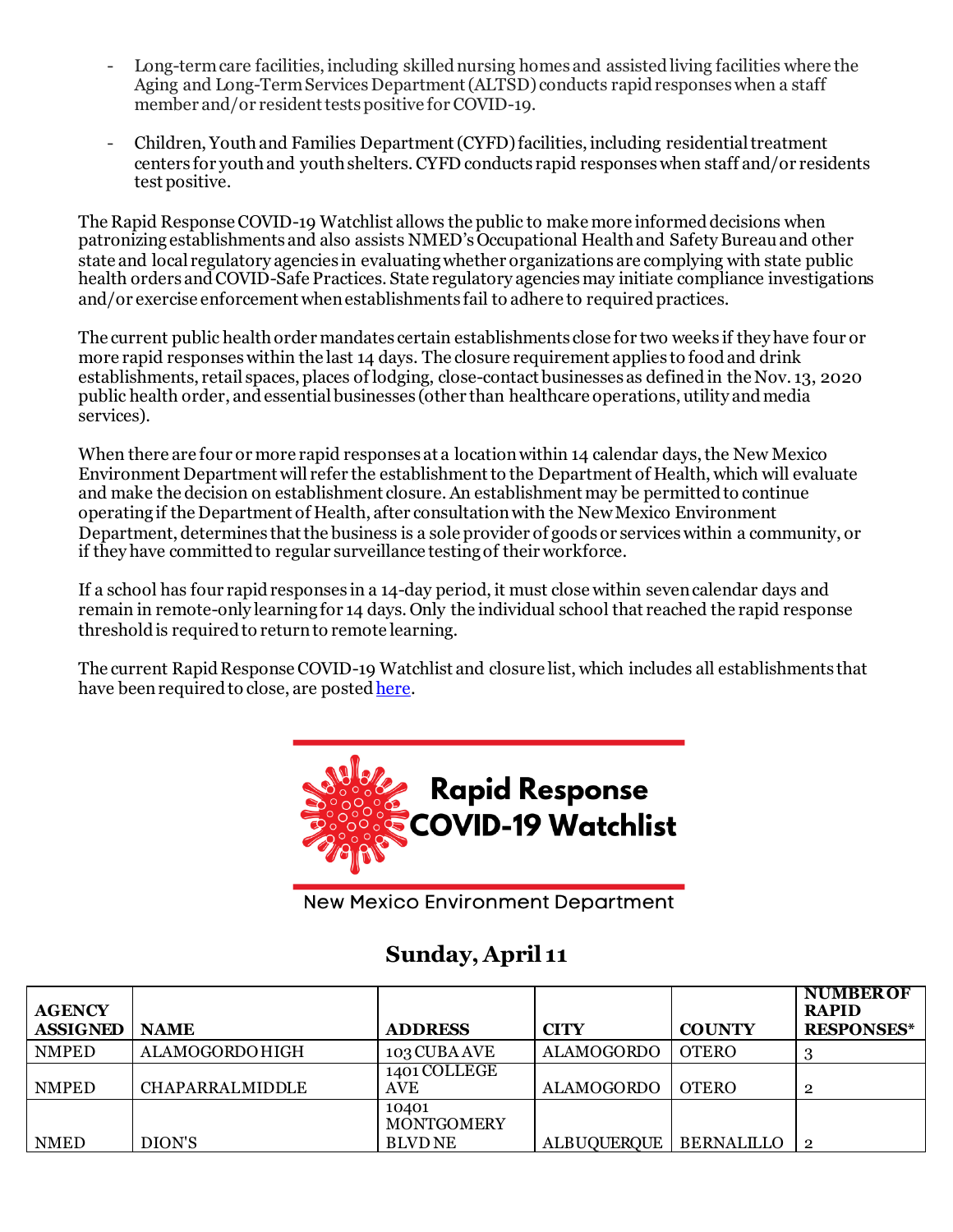- Long-term care facilities, including skilled nursing homes and assisted living facilities where the Aging and Long-Term Services Department (ALTSD) conducts rapid responses when a staff member and/or resident tests positive for COVID-19.

- Children, Youth and Families Department (CYFD) facilities, including residential treatment centers for youth and youth shelters. CYFD conducts rapid responses when staff and/or residents test positive.

The Rapid Response COVID-19 Watchlist allows the public to make more informed decisions when patronizing establishments and also assists NMED's Occupational Health and Safety Bureau and other state and local regulatory agencies in evaluating whether organizations are complying with state public health orders and COVID-Safe Practices. State regulatory agencies may initiate compliance investigations and/or exercise enforcement when establishments fail to adhere to required practices.

The current public health order mandates certain establishments close for two weeks if they have four or more rapid responses within the last 14 days. The closure requirement applies to food and drink establishments, retail spaces, places of lodging, close-contact businesses as defined in the Nov. 13, 2020 public health order, and essential businesses (other than healthcare operations, utility and media services).

When there are four or more rapid responses at a location within 14 calendar days, the New Mexico Environment Department will refer the establishment to the Department of Health, which will evaluate and make the decision on establishment closure. An establishment may be permitted to continue operating if the Department of Health, after consultation with the New Mexico Environment Department, determines that the business is a sole provider of goods or services within a community, or if they have committed to regular surveillance testing of their workforce.

If a school has four rapid responses in a 14-day period, it must close within seven calendar days and remain in remote-only learning for 14 days. Only the individual school that reached the rapid response threshold is required to return to remote learning.

The current Rapid Response COVID-19 Watchlist and closure list, which includes all establishments that have been required to close, are posted here.

**Rapid Response COVID-19 Watchlist**

New Mexico Environment Department

## Sunday, April 11

| AGENCY ASSIGNED | NAME | ADDRESS | CITY | COUNTY | NUMBER OF RAPID RESPONSES* |
|---|---|---|---|---|---|
| NMPED | ALAMOGORDO HIGH | 103 CUBA AVE | ALAMOGORDO | OTERO | 3 |
| NMPED | CHAPARRAL MIDDLE | 1401 COLLEGE AVE | ALAMOGORDO | OTERO | 2 |
| NMED | DION'S | 10401 MONTGOMERY BLVD NE | ALBUQUERQUE | BERNALILLO | 2 |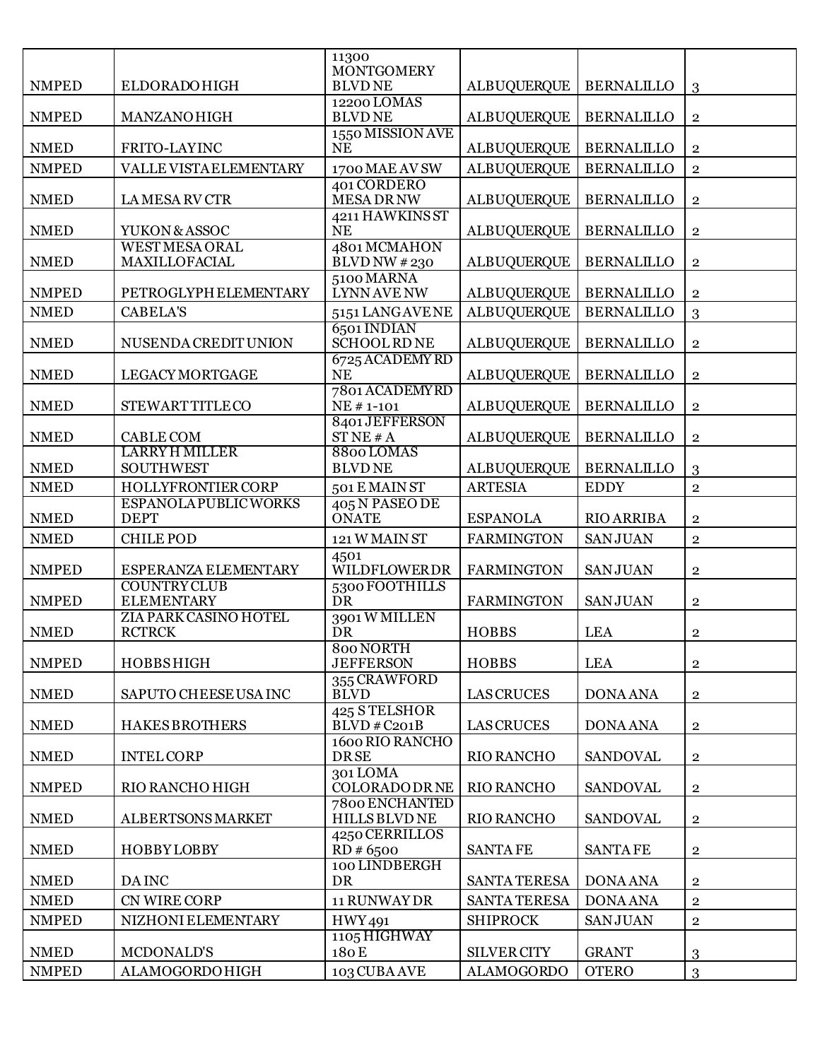| NMPED | ELDORADO HIGH | 11300 MONTGOMERY BLVD NE | ALBUQUERQUE | BERNALILLO | 3 |
|---|---|---|---|---|---|
| NMPED | MANZANO HIGH | 12200 LOMAS BLVD NE | ALBUQUERQUE | BERNALILLO | 2 |
| NMED | FRITO-LAY INC | 1550 MISSION AVE NE | ALBUQUERQUE | BERNALILLO | 2 |
| NMPED | VALLE VISTA ELEMENTARY | 1700 MAE AV SW | ALBUQUERQUE | BERNALILLO | 2 |
| NMED | LA MESA RV CTR | 401 CORDERO MESA DR NW | ALBUQUERQUE | BERNALILLO | 2 |
| NMED | YUKON & ASSOC | 4211 HAWKINS ST NE | ALBUQUERQUE | BERNALILLO | 2 |
| NMED | WEST MESA ORAL MAXILLOFACIAL | 4801 MCMAHON BLVD NW # 230 | ALBUQUERQUE | BERNALILLO | 2 |
| NMPED | PETROGLYPH ELEMENTARY | 5100 MARNA LYNN AVE NW | ALBUQUERQUE | BERNALILLO | 2 |
| NMED | CABELA'S | 5151 LANG AVE NE | ALBUQUERQUE | BERNALILLO | 3 |
| NMED | NUSENDA CREDIT UNION | 6501 INDIAN SCHOOL RD NE | ALBUQUERQUE | BERNALILLO | 2 |
| NMED | LEGACY MORTGAGE | 6725 ACADEMY RD NE | ALBUQUERQUE | BERNALILLO | 2 |
| NMED | STEWART TITLE CO | 7801 ACADEMY RD NE # 1-101 | ALBUQUERQUE | BERNALILLO | 2 |
| NMED | CABLE COM | 8401 JEFFERSON ST NE # A | ALBUQUERQUE | BERNALILLO | 2 |
| NMED | LARRY H MILLER SOUTHWEST | 8800 LOMAS BLVD NE | ALBUQUERQUE | BERNALILLO | 3 |
| NMED | HOLLYFRONTIER CORP | 501 E MAIN ST | ARTESIA | EDDY | 2 |
| NMED | ESPANOLA PUBLIC WORKS DEPT | 405 N PASEO DE ONATE | ESPANOLA | RIO ARRIBA | 2 |
| NMED | CHILE POD | 121 W MAIN ST | FARMINGTON | SAN JUAN | 2 |
| NMPED | ESPERANZA ELEMENTARY | 4501 WILDFLOWER DR | FARMINGTON | SAN JUAN | 2 |
| NMPED | COUNTRY CLUB ELEMENTARY | 5300 FOOTHILLS DR | FARMINGTON | SAN JUAN | 2 |
| NMED | ZIA PARK CASINO HOTEL RCTRCK | 3901 W MILLEN DR | HOBBS | LEA | 2 |
| NMPED | HOBBS HIGH | 800 NORTH JEFFERSON | HOBBS | LEA | 2 |
| NMED | SAPUTO CHEESE USA INC | 355 CRAWFORD BLVD | LAS CRUCES | DONA ANA | 2 |
| NMED | HAKES BROTHERS | 425 S TELSHOR BLVD # C201B | LAS CRUCES | DONA ANA | 2 |
| NMED | INTEL CORP | 1600 RIO RANCHO DR SE | RIO RANCHO | SANDOVAL | 2 |
| NMPED | RIO RANCHO HIGH | 301 LOMA COLORADO DR NE | RIO RANCHO | SANDOVAL | 2 |
| NMED | ALBERTSONS MARKET | 7800 ENCHANTED HILLS BLVD NE | RIO RANCHO | SANDOVAL | 2 |
| NMED | HOBBY LOBBY | 4250 CERRILLOS RD # 6500 | SANTA FE | SANTA FE | 2 |
| NMED | DA INC | 100 LINDBERGH DR | SANTA TERESA | DONA ANA | 2 |
| NMED | CN WIRE CORP | 11 RUNWAY DR | SANTA TERESA | DONA ANA | 2 |
| NMPED | NIZHONI ELEMENTARY | HWY 491 | SHIPROCK | SAN JUAN | 2 |
| NMED | MCDONALD'S | 1105 HIGHWAY 180 E | SILVER CITY | GRANT | 3 |
| NMPED | ALAMOGORDO HIGH | 103 CUBA AVE | ALAMOGORDO | OTERO | 3 |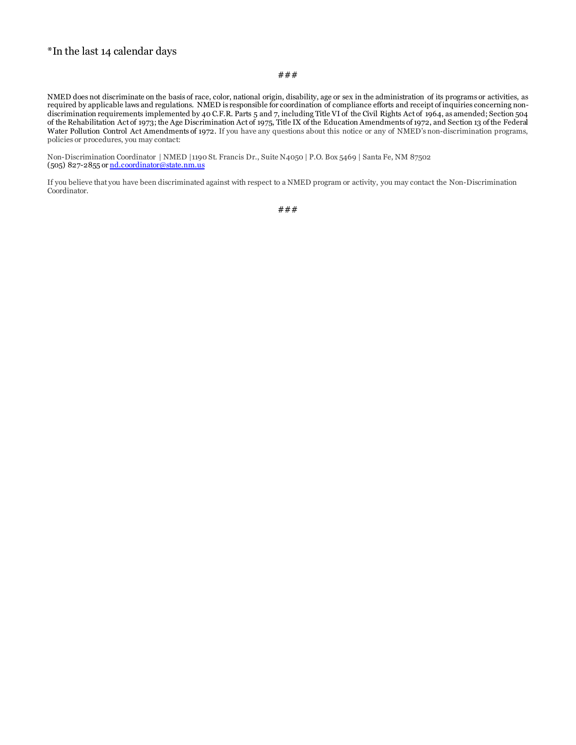*In the last 14 calendar days

###

NMED does not discriminate on the basis of race, color, national origin, disability, age or sex in the administration of its programs or activities, as required by applicable laws and regulations. NMED is responsible for coordination of compliance efforts and receipt of inquiries concerning non-discrimination requirements implemented by 40 C.F.R. Parts 5 and 7, including Title VI of the Civil Rights Act of 1964, as amended; Section 504 of the Rehabilitation Act of 1973; the Age Discrimination Act of 1975, Title IX of the Education Amendments of 1972, and Section 13 of the Federal Water Pollution Control Act Amendments of 1972. If you have any questions about this notice or any of NMED's non-discrimination programs, policies or procedures, you may contact:

Non-Discrimination Coordinator | NMED |1190 St. Francis Dr., Suite N4050 | P.O. Box 5469 | Santa Fe, NM 87502
(505) 827-2855 or nd.coordinator@state.nm.us

If you believe that you have been discriminated against with respect to a NMED program or activity, you may contact the Non-Discrimination Coordinator.

###